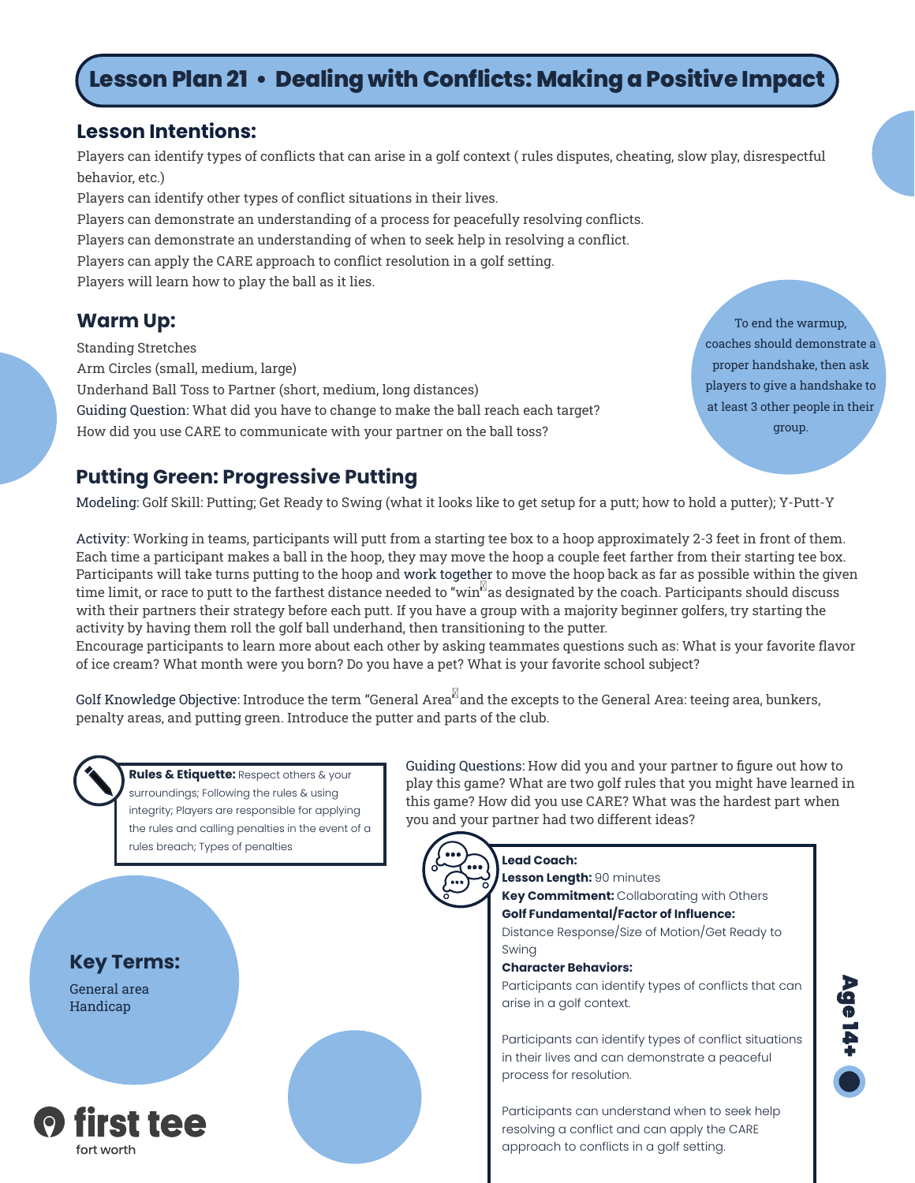# Lesson Plan 21 • Dealing with Conflicts: Making a Positive Impact

## Lesson Intentions:

Players can identify types of conflicts that can arise in a golf context ( rules disputes, cheating, slow play, disrespectful behavior, etc.)
Players can identify other types of conflict situations in their lives.
Players can demonstrate an understanding of a process for peacefully resolving conflicts.
Players can demonstrate an understanding of when to seek help in resolving a conflict.
Players can apply the CARE approach to conflict resolution in a golf setting.
Players will learn how to play the ball as it lies.

## Warm Up:

Standing Stretches
Arm Circles (small, medium, large)
Underhand Ball Toss to Partner (short, medium, long distances)
Guiding Question: What did you have to change to make the ball reach each target?
How did you use CARE to communicate with your partner on the ball toss?

To end the warmup, coaches should demonstrate a proper handshake, then ask players to give a handshake to at least 3 other people in their group.

## Putting Green: Progressive Putting

Modeling: Golf Skill: Putting; Get Ready to Swing (what it looks like to get setup for a putt; how to hold a putter); Y-Putt-Y

Activity: Working in teams, participants will putt from a starting tee box to a hoop approximately 2-3 feet in front of them. Each time a participant makes a ball in the hoop, they may move the hoop a couple feet farther from their starting tee box. Participants will take turns putting to the hoop and work together to move the hoop back as far as possible within the given time limit, or race to putt to the farthest distance needed to "win" as designated by the coach. Participants should discuss with their partners their strategy before each putt. If you have a group with a majority beginner golfers, try starting the activity by having them roll the golf ball underhand, then transitioning to the putter.
Encourage participants to learn more about each other by asking teammates questions such as: What is your favorite flavor of ice cream? What month were you born? Do you have a pet? What is your favorite school subject?

Golf Knowledge Objective: Introduce the term "General Area" and the excepts to the General Area: teeing area, bunkers, penalty areas, and putting green. Introduce the putter and parts of the club.

**Rules & Etiquette:** Respect others & your surroundings; Following the rules & using integrity; Players are responsible for applying the rules and calling penalties in the event of a rules breach; Types of penalties

Guiding Questions: How did you and your partner to figure out how to play this game? What are two golf rules that you might have learned in this game? How did you use CARE? What was the hardest part when you and your partner had two different ideas?

## Key Terms:

General area
Handicap

**Lead Coach:**
**Lesson Length:** 90 minutes
**Key Commitment:** Collaborating with Others
**Golf Fundamental/Factor of Influence:**
Distance Response/Size of Motion/Get Ready to Swing
**Character Behaviors:**
Participants can identify types of conflicts that can arise in a golf context.

Participants can identify types of conflict situations in their lives and can demonstrate a peaceful process for resolution.

Participants can understand when to seek help resolving a conflict and can apply the CARE approach to conflicts in a golf setting.

Age 14+

first tee fort worth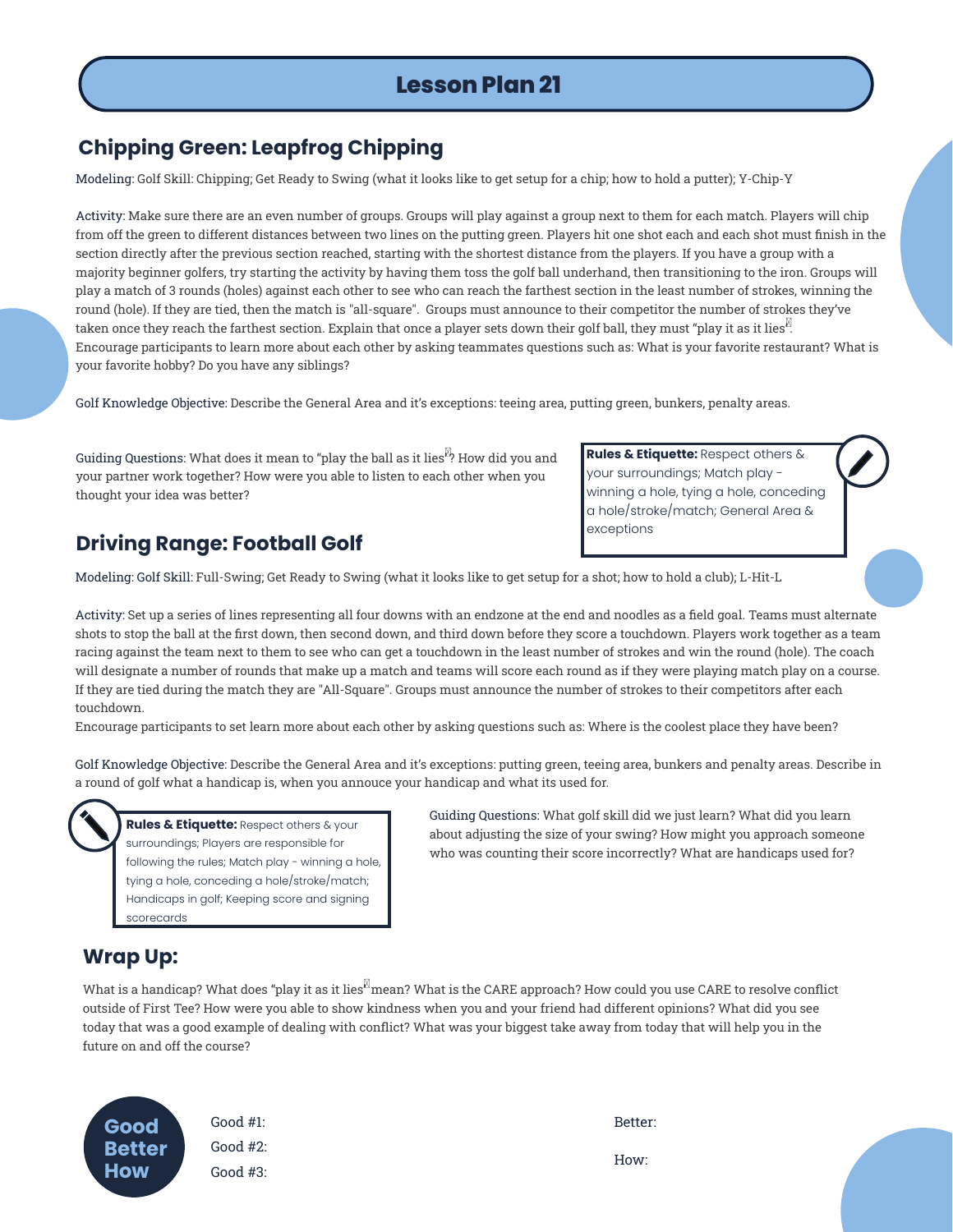# Lesson Plan 21

## Chipping Green: Leapfrog Chipping

Modeling: Golf Skill: Chipping; Get Ready to Swing (what it looks like to get setup for a chip; how to hold a putter); Y-Chip-Y

Activity: Make sure there are an even number of groups. Groups will play against a group next to them for each match. Players will chip from off the green to different distances between two lines on the putting green. Players hit one shot each and each shot must finish in the section directly after the previous section reached, starting with the shortest distance from the players. If you have a group with a majority beginner golfers, try starting the activity by having them toss the golf ball underhand, then transitioning to the iron. Groups will play a match of 3 rounds (holes) against each other to see who can reach the farthest section in the least number of strokes, winning the round (hole). If they are tied, then the match is "all-square". Groups must announce to their competitor the number of strokes they've taken once they reach the farthest section. Explain that once a player sets down their golf ball, they must "play it as it lies". Encourage participants to learn more about each other by asking teammates questions such as: What is your favorite restaurant? What is your favorite hobby? Do you have any siblings?

Golf Knowledge Objective: Describe the General Area and it's exceptions: teeing area, putting green, bunkers, penalty areas.

Guiding Questions: What does it mean to "play the ball as it lies"? How did you and your partner work together? How were you able to listen to each other when you thought your idea was better?

**Rules & Etiquette:** Respect others & your surroundings; Match play - winning a hole, tying a hole, conceding a hole/stroke/match; General Area & exceptions

## Driving Range: Football Golf

Modeling: Golf Skill: Full-Swing; Get Ready to Swing (what it looks like to get setup for a shot; how to hold a club); L-Hit-L

Activity: Set up a series of lines representing all four downs with an endzone at the end and noodles as a field goal. Teams must alternate shots to stop the ball at the first down, then second down, and third down before they score a touchdown. Players work together as a team racing against the team next to them to see who can get a touchdown in the least number of strokes and win the round (hole). The coach will designate a number of rounds that make up a match and teams will score each round as if they were playing match play on a course. If they are tied during the match they are "All-Square". Groups must announce the number of strokes to their competitors after each touchdown.
Encourage participants to set learn more about each other by asking questions such as: Where is the coolest place they have been?

Golf Knowledge Objective: Describe the General Area and it's exceptions: putting green, teeing area, bunkers and penalty areas. Describe in a round of golf what a handicap is, when you annouce your handicap and what its used for.

**Rules & Etiquette:** Respect others & your surroundings; Players are responsible for following the rules; Match play - winning a hole, tying a hole, conceding a hole/stroke/match; Handicaps in golf; Keeping score and signing scorecards

Guiding Questions: What golf skill did we just learn? What did you learn about adjusting the size of your swing? How might you approach someone who was counting their score incorrectly? What are handicaps used for?

## Wrap Up:

What is a handicap? What does "play it as it lies" mean? What is the CARE approach? How could you use CARE to resolve conflict outside of First Tee? How were you able to show kindness when you and your friend had different opinions? What did you see today that was a good example of dealing with conflict? What was your biggest take away from today that will help you in the future on and off the course?

**Good Better How**

Good #1:
Good #2:
Good #3:

Better:

How: